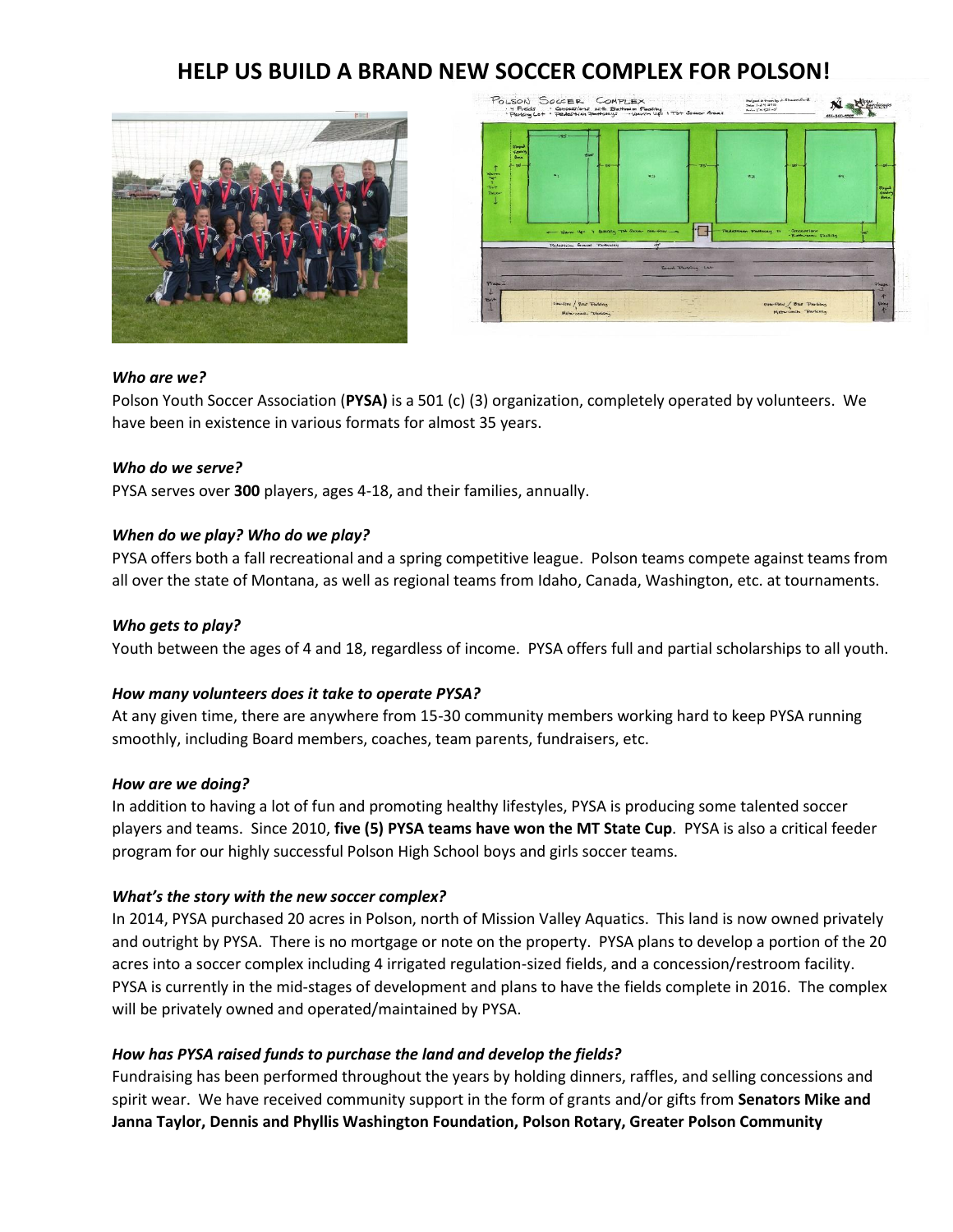# HELP US BUILD A BRAND NEW SOCCER COMPLEX FOR POLSON!

***Who are we?***

Polson Youth Soccer Association (**PYSA)** is a 501 (c) (3) organization, completely operated by volunteers. We have been in existence in various formats for almost 35 years.

***Who do we serve?***

PYSA serves over **300** players, ages 4-18, and their families, annually.

***When do we play? Who do we play?***

PYSA offers both a fall recreational and a spring competitive league. Polson teams compete against teams from all over the state of Montana, as well as regional teams from Idaho, Canada, Washington, etc. at tournaments.

***Who gets to play?***

Youth between the ages of 4 and 18, regardless of income. PYSA offers full and partial scholarships to all youth.

***How many volunteers does it take to operate PYSA?***

At any given time, there are anywhere from 15-30 community members working hard to keep PYSA running smoothly, including Board members, coaches, team parents, fundraisers, etc.

***How are we doing?***

In addition to having a lot of fun and promoting healthy lifestyles, PYSA is producing some talented soccer players and teams. Since 2010, **five (5) PYSA teams have won the MT State Cup**. PYSA is also a critical feeder program for our highly successful Polson High School boys and girls soccer teams.

***What's the story with the new soccer complex?***

In 2014, PYSA purchased 20 acres in Polson, north of Mission Valley Aquatics. This land is now owned privately and outright by PYSA. There is no mortgage or note on the property. PYSA plans to develop a portion of the 20 acres into a soccer complex including 4 irrigated regulation-sized fields, and a concession/restroom facility. PYSA is currently in the mid-stages of development and plans to have the fields complete in 2016. The complex will be privately owned and operated/maintained by PYSA.

***How has PYSA raised funds to purchase the land and develop the fields?***

Fundraising has been performed throughout the years by holding dinners, raffles, and selling concessions and spirit wear. We have received community support in the form of grants and/or gifts from **Senators Mike and Janna Taylor, Dennis and Phyllis Washington Foundation, Polson Rotary, Greater Polson Community**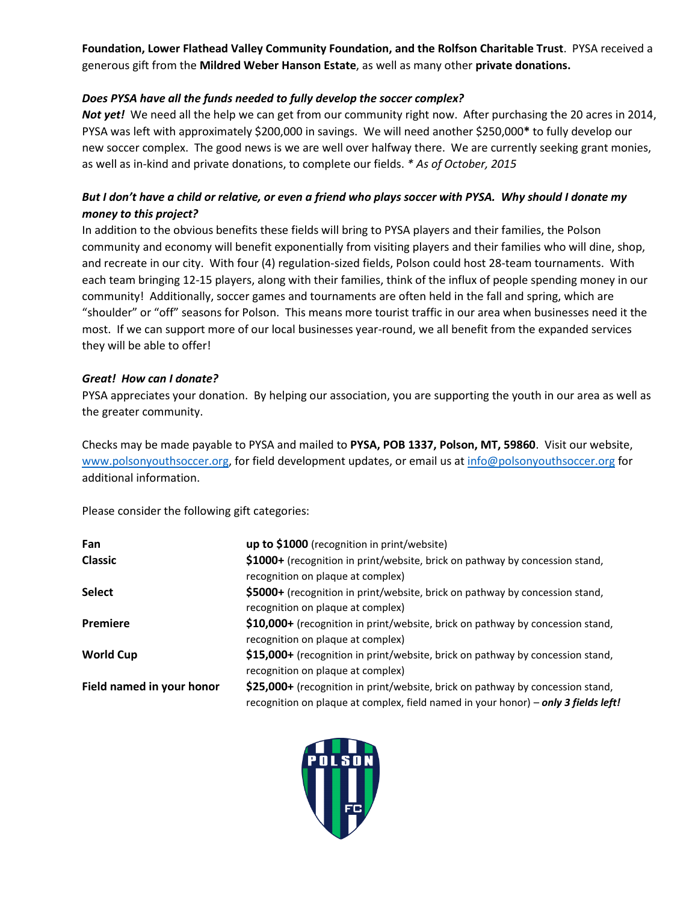**Foundation, Lower Flathead Valley Community Foundation, and the Rolfson Charitable Trust**. PYSA received a generous gift from the **Mildred Weber Hanson Estate**, as well as many other **private donations.**

***Does PYSA have all the funds needed to fully develop the soccer complex?***

***Not yet!*** We need all the help we can get from our community right now. After purchasing the 20 acres in 2014, PYSA was left with approximately $200,000 in savings. We will need another $250,000**\*** to fully develop our new soccer complex. The good news is we are well over halfway there. We are currently seeking grant monies, as well as in-kind and private donations, to complete our fields. *\* As of October, 2015*

***But I don't have a child or relative, or even a friend who plays soccer with PYSA. Why should I donate my money to this project?***

In addition to the obvious benefits these fields will bring to PYSA players and their families, the Polson community and economy will benefit exponentially from visiting players and their families who will dine, shop, and recreate in our city. With four (4) regulation-sized fields, Polson could host 28-team tournaments. With each team bringing 12-15 players, along with their families, think of the influx of people spending money in our community! Additionally, soccer games and tournaments are often held in the fall and spring, which are "shoulder" or "off" seasons for Polson. This means more tourist traffic in our area when businesses need it the most. If we can support more of our local businesses year-round, we all benefit from the expanded services they will be able to offer!

***Great! How can I donate?***

PYSA appreciates your donation. By helping our association, you are supporting the youth in our area as well as the greater community.

Checks may be made payable to PYSA and mailed to **PYSA, POB 1337, Polson, MT, 59860**. Visit our website, www.polsonyouthsoccer.org, for field development updates, or email us at info@polsonyouthsoccer.org for additional information.

Please consider the following gift categories:

| | |
|---|---|
| **Fan** | **up to $1000** (recognition in print/website) |
| **Classic** | **$1000+** (recognition in print/website, brick on pathway by concession stand, recognition on plaque at complex) |
| **Select** | **$5000+** (recognition in print/website, brick on pathway by concession stand, recognition on plaque at complex) |
| **Premiere** | **$10,000+** (recognition in print/website, brick on pathway by concession stand, recognition on plaque at complex) |
| **World Cup** | **$15,000+** (recognition in print/website, brick on pathway by concession stand, recognition on plaque at complex) |
| **Field named in your honor** | **$25,000+** (recognition in print/website, brick on pathway by concession stand, recognition on plaque at complex, field named in your honor) – ***only 3 fields left!*** |

POLSON FC